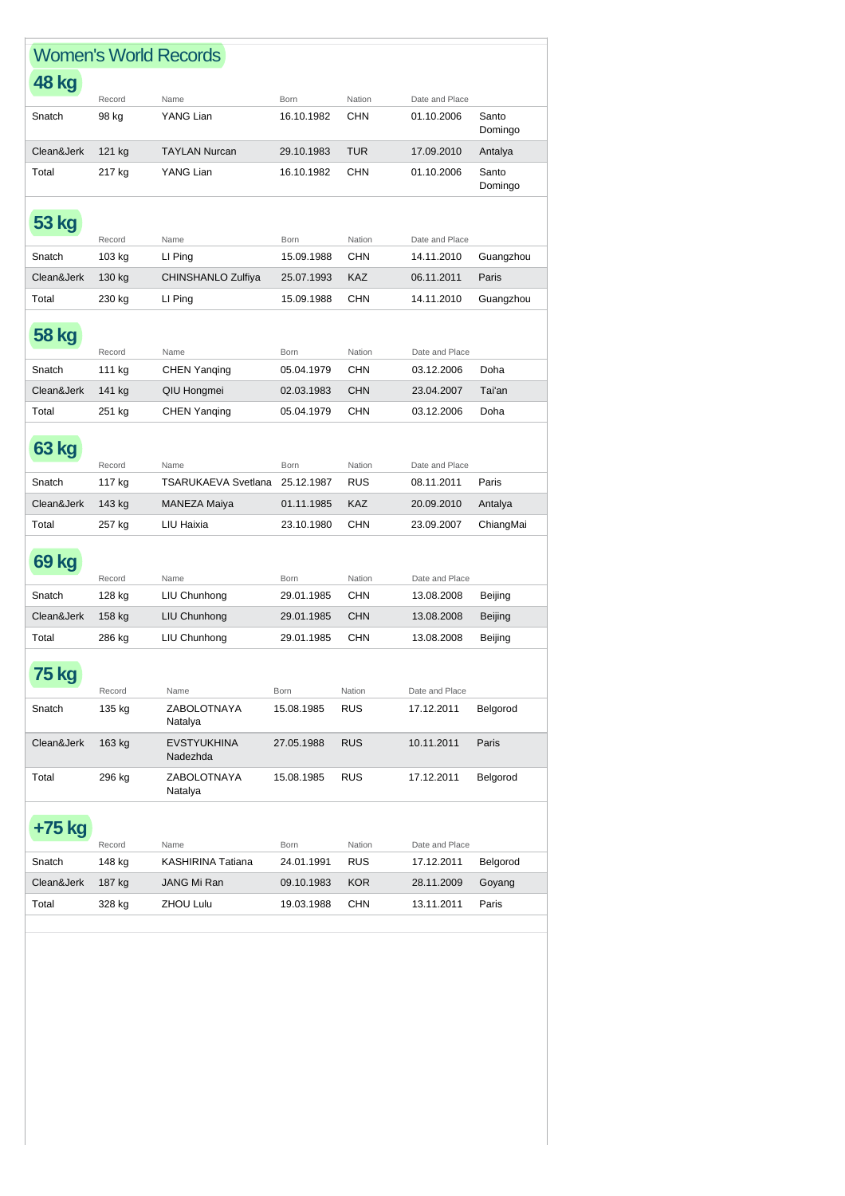# Women's World Records

## 48 kg

| | Record | Name | Born | Nation | Date and Place | |
|---|---|---|---|---|---|---|
| Snatch | 98 kg | YANG Lian | 16.10.1982 | CHN | 01.10.2006 | Santo Domingo |
| Clean&Jerk | 121 kg | TAYLAN Nurcan | 29.10.1983 | TUR | 17.09.2010 | Antalya |
| Total | 217 kg | YANG Lian | 16.10.1982 | CHN | 01.10.2006 | Santo Domingo |

## 53 kg

| | Record | Name | Born | Nation | Date and Place | |
|---|---|---|---|---|---|---|
| Snatch | 103 kg | LI Ping | 15.09.1988 | CHN | 14.11.2010 | Guangzhou |
| Clean&Jerk | 130 kg | CHINSHANLO Zulfiya | 25.07.1993 | KAZ | 06.11.2011 | Paris |
| Total | 230 kg | LI Ping | 15.09.1988 | CHN | 14.11.2010 | Guangzhou |

## 58 kg

| | Record | Name | Born | Nation | Date and Place | |
|---|---|---|---|---|---|---|
| Snatch | 111 kg | CHEN Yanqing | 05.04.1979 | CHN | 03.12.2006 | Doha |
| Clean&Jerk | 141 kg | QIU Hongmei | 02.03.1983 | CHN | 23.04.2007 | Tai'an |
| Total | 251 kg | CHEN Yanqing | 05.04.1979 | CHN | 03.12.2006 | Doha |

## 63 kg

| | Record | Name | Born | Nation | Date and Place | |
|---|---|---|---|---|---|---|
| Snatch | 117 kg | TSARUKAEVA Svetlana | 25.12.1987 | RUS | 08.11.2011 | Paris |
| Clean&Jerk | 143 kg | MANEZA Maiya | 01.11.1985 | KAZ | 20.09.2010 | Antalya |
| Total | 257 kg | LIU Haixia | 23.10.1980 | CHN | 23.09.2007 | ChiangMai |

## 69 kg

| | Record | Name | Born | Nation | Date and Place | |
|---|---|---|---|---|---|---|
| Snatch | 128 kg | LIU Chunhong | 29.01.1985 | CHN | 13.08.2008 | Beijing |
| Clean&Jerk | 158 kg | LIU Chunhong | 29.01.1985 | CHN | 13.08.2008 | Beijing |
| Total | 286 kg | LIU Chunhong | 29.01.1985 | CHN | 13.08.2008 | Beijing |

## 75 kg

| | Record | Name | Born | Nation | Date and Place | |
|---|---|---|---|---|---|---|
| Snatch | 135 kg | ZABOLOTNAYA Natalya | 15.08.1985 | RUS | 17.12.2011 | Belgorod |
| Clean&Jerk | 163 kg | EVSTYUKHINA Nadezhda | 27.05.1988 | RUS | 10.11.2011 | Paris |
| Total | 296 kg | ZABOLOTNAYA Natalya | 15.08.1985 | RUS | 17.12.2011 | Belgorod |

## +75 kg

| | Record | Name | Born | Nation | Date and Place | |
|---|---|---|---|---|---|---|
| Snatch | 148 kg | KASHIRINA Tatiana | 24.01.1991 | RUS | 17.12.2011 | Belgorod |
| Clean&Jerk | 187 kg | JANG Mi Ran | 09.10.1983 | KOR | 28.11.2009 | Goyang |
| Total | 328 kg | ZHOU Lulu | 19.03.1988 | CHN | 13.11.2011 | Paris |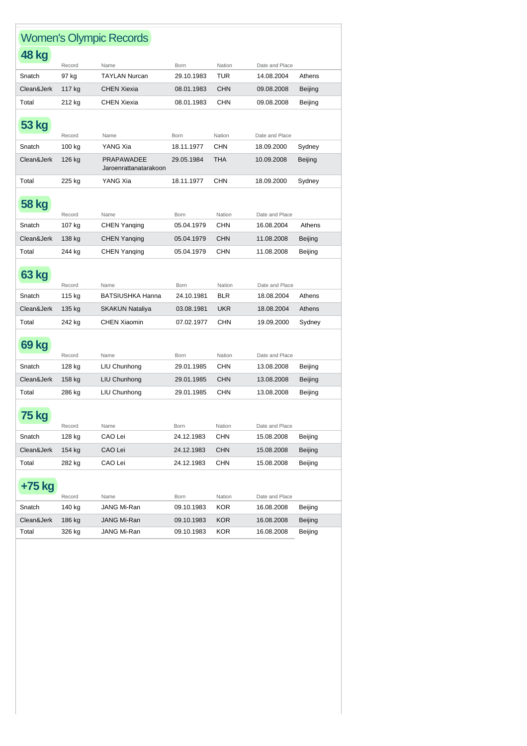# Women's Olympic Records

## 48 kg

| | Record | Name | Born | Nation | Date and Place | |
|---|---|---|---|---|---|---|
| Snatch | 97 kg | TAYLAN Nurcan | 29.10.1983 | TUR | 14.08.2004 | Athens |
| Clean&Jerk | 117 kg | CHEN Xiexia | 08.01.1983 | CHN | 09.08.2008 | Beijing |
| Total | 212 kg | CHEN Xiexia | 08.01.1983 | CHN | 09.08.2008 | Beijing |

## 53 kg

| | Record | Name | Born | Nation | Date and Place | |
|---|---|---|---|---|---|---|
| Snatch | 100 kg | YANG Xia | 18.11.1977 | CHN | 18.09.2000 | Sydney |
| Clean&Jerk | 126 kg | PRAPAWADEE Jaroenrattanatarakoon | 29.05.1984 | THA | 10.09.2008 | Beijing |
| Total | 225 kg | YANG Xia | 18.11.1977 | CHN | 18.09.2000 | Sydney |

## 58 kg

| | Record | Name | Born | Nation | Date and Place | |
|---|---|---|---|---|---|---|
| Snatch | 107 kg | CHEN Yanqing | 05.04.1979 | CHN | 16.08.2004 | Athens |
| Clean&Jerk | 138 kg | CHEN Yanqing | 05.04.1979 | CHN | 11.08.2008 | Beijing |
| Total | 244 kg | CHEN Yanqing | 05.04.1979 | CHN | 11.08.2008 | Beijing |

## 63 kg

| | Record | Name | Born | Nation | Date and Place | |
|---|---|---|---|---|---|---|
| Snatch | 115 kg | BATSIUSHKA Hanna | 24.10.1981 | BLR | 18.08.2004 | Athens |
| Clean&Jerk | 135 kg | SKAKUN Nataliya | 03.08.1981 | UKR | 18.08.2004 | Athens |
| Total | 242 kg | CHEN Xiaomin | 07.02.1977 | CHN | 19.09.2000 | Sydney |

## 69 kg

| | Record | Name | Born | Nation | Date and Place | |
|---|---|---|---|---|---|---|
| Snatch | 128 kg | LIU Chunhong | 29.01.1985 | CHN | 13.08.2008 | Beijing |
| Clean&Jerk | 158 kg | LIU Chunhong | 29.01.1985 | CHN | 13.08.2008 | Beijing |
| Total | 286 kg | LIU Chunhong | 29.01.1985 | CHN | 13.08.2008 | Beijing |

## 75 kg

| | Record | Name | Born | Nation | Date and Place | |
|---|---|---|---|---|---|---|
| Snatch | 128 kg | CAO Lei | 24.12.1983 | CHN | 15.08.2008 | Beijing |
| Clean&Jerk | 154 kg | CAO Lei | 24.12.1983 | CHN | 15.08.2008 | Beijing |
| Total | 282 kg | CAO Lei | 24.12.1983 | CHN | 15.08.2008 | Beijing |

## +75 kg

| | Record | Name | Born | Nation | Date and Place | |
|---|---|---|---|---|---|---|
| Snatch | 140 kg | JANG Mi-Ran | 09.10.1983 | KOR | 16.08.2008 | Beijing |
| Clean&Jerk | 186 kg | JANG Mi-Ran | 09.10.1983 | KOR | 16.08.2008 | Beijing |
| Total | 326 kg | JANG Mi-Ran | 09.10.1983 | KOR | 16.08.2008 | Beijing |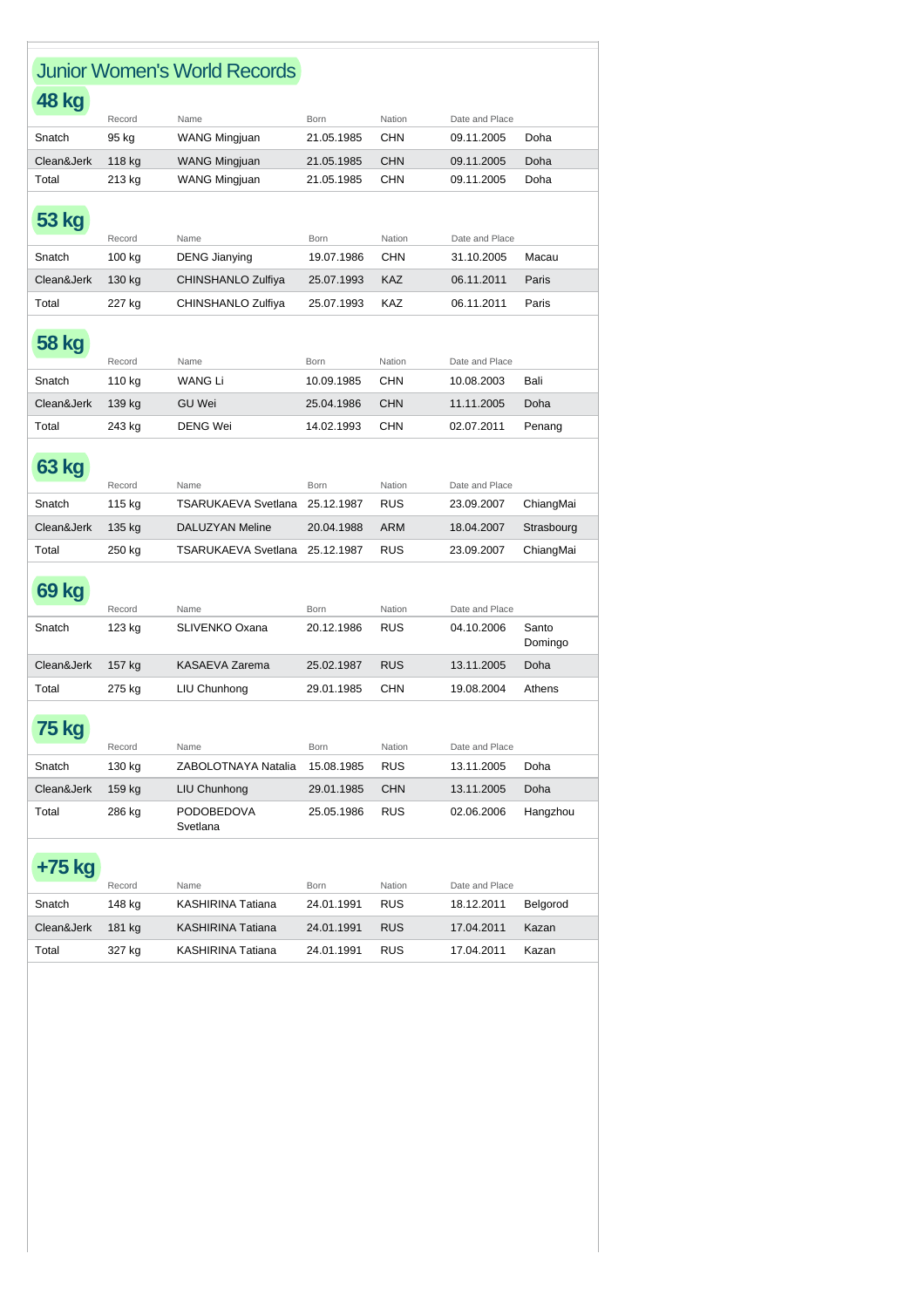# Junior Women's World Records

## 48 kg

| | Record | Name | Born | Nation | Date and Place | |
|---|---|---|---|---|---|---|
| Snatch | 95 kg | WANG Mingjuan | 21.05.1985 | CHN | 09.11.2005 | Doha |
| Clean&Jerk | 118 kg | WANG Mingjuan | 21.05.1985 | CHN | 09.11.2005 | Doha |
| Total | 213 kg | WANG Mingjuan | 21.05.1985 | CHN | 09.11.2005 | Doha |

## 53 kg

| | Record | Name | Born | Nation | Date and Place | |
|---|---|---|---|---|---|---|
| Snatch | 100 kg | DENG Jianying | 19.07.1986 | CHN | 31.10.2005 | Macau |
| Clean&Jerk | 130 kg | CHINSHANLO Zulfiya | 25.07.1993 | KAZ | 06.11.2011 | Paris |
| Total | 227 kg | CHINSHANLO Zulfiya | 25.07.1993 | KAZ | 06.11.2011 | Paris |

## 58 kg

| | Record | Name | Born | Nation | Date and Place | |
|---|---|---|---|---|---|---|
| Snatch | 110 kg | WANG Li | 10.09.1985 | CHN | 10.08.2003 | Bali |
| Clean&Jerk | 139 kg | GU Wei | 25.04.1986 | CHN | 11.11.2005 | Doha |
| Total | 243 kg | DENG Wei | 14.02.1993 | CHN | 02.07.2011 | Penang |

## 63 kg

| | Record | Name | Born | Nation | Date and Place | |
|---|---|---|---|---|---|---|
| Snatch | 115 kg | TSARUKAEVA Svetlana | 25.12.1987 | RUS | 23.09.2007 | ChiangMai |
| Clean&Jerk | 135 kg | DALUZYAN Meline | 20.04.1988 | ARM | 18.04.2007 | Strasbourg |
| Total | 250 kg | TSARUKAEVA Svetlana | 25.12.1987 | RUS | 23.09.2007 | ChiangMai |

## 69 kg

| | Record | Name | Born | Nation | Date and Place | |
|---|---|---|---|---|---|---|
| Snatch | 123 kg | SLIVENKO Oxana | 20.12.1986 | RUS | 04.10.2006 | Santo Domingo |
| Clean&Jerk | 157 kg | KASAEVA Zarema | 25.02.1987 | RUS | 13.11.2005 | Doha |
| Total | 275 kg | LIU Chunhong | 29.01.1985 | CHN | 19.08.2004 | Athens |

## 75 kg

| | Record | Name | Born | Nation | Date and Place | |
|---|---|---|---|---|---|---|
| Snatch | 130 kg | ZABOLOTNAYA Natalia | 15.08.1985 | RUS | 13.11.2005 | Doha |
| Clean&Jerk | 159 kg | LIU Chunhong | 29.01.1985 | CHN | 13.11.2005 | Doha |
| Total | 286 kg | PODOBEDOVA Svetlana | 25.05.1986 | RUS | 02.06.2006 | Hangzhou |

## +75 kg

| | Record | Name | Born | Nation | Date and Place | |
|---|---|---|---|---|---|---|
| Snatch | 148 kg | KASHIRINA Tatiana | 24.01.1991 | RUS | 18.12.2011 | Belgorod |
| Clean&Jerk | 181 kg | KASHIRINA Tatiana | 24.01.1991 | RUS | 17.04.2011 | Kazan |
| Total | 327 kg | KASHIRINA Tatiana | 24.01.1991 | RUS | 17.04.2011 | Kazan |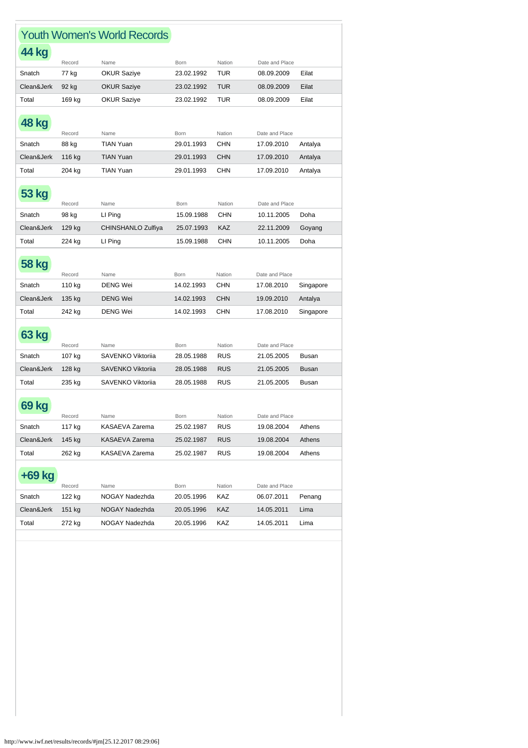# Youth Women's World Records

## 44 kg

| | Record | Name | Born | Nation | Date and Place | |
|---|---|---|---|---|---|---|
| Snatch | 77 kg | OKUR Saziye | 23.02.1992 | TUR | 08.09.2009 | Eilat |
| Clean&Jerk | 92 kg | OKUR Saziye | 23.02.1992 | TUR | 08.09.2009 | Eilat |
| Total | 169 kg | OKUR Saziye | 23.02.1992 | TUR | 08.09.2009 | Eilat |

## 48 kg

| | Record | Name | Born | Nation | Date and Place | |
|---|---|---|---|---|---|---|
| Snatch | 88 kg | TIAN Yuan | 29.01.1993 | CHN | 17.09.2010 | Antalya |
| Clean&Jerk | 116 kg | TIAN Yuan | 29.01.1993 | CHN | 17.09.2010 | Antalya |
| Total | 204 kg | TIAN Yuan | 29.01.1993 | CHN | 17.09.2010 | Antalya |

## 53 kg

| | Record | Name | Born | Nation | Date and Place | |
|---|---|---|---|---|---|---|
| Snatch | 98 kg | LI Ping | 15.09.1988 | CHN | 10.11.2005 | Doha |
| Clean&Jerk | 129 kg | CHINSHANLO Zulfiya | 25.07.1993 | KAZ | 22.11.2009 | Goyang |
| Total | 224 kg | LI Ping | 15.09.1988 | CHN | 10.11.2005 | Doha |

## 58 kg

| | Record | Name | Born | Nation | Date and Place | |
|---|---|---|---|---|---|---|
| Snatch | 110 kg | DENG Wei | 14.02.1993 | CHN | 17.08.2010 | Singapore |
| Clean&Jerk | 135 kg | DENG Wei | 14.02.1993 | CHN | 19.09.2010 | Antalya |
| Total | 242 kg | DENG Wei | 14.02.1993 | CHN | 17.08.2010 | Singapore |

## 63 kg

| | Record | Name | Born | Nation | Date and Place | |
|---|---|---|---|---|---|---|
| Snatch | 107 kg | SAVENKO Viktoriia | 28.05.1988 | RUS | 21.05.2005 | Busan |
| Clean&Jerk | 128 kg | SAVENKO Viktoriia | 28.05.1988 | RUS | 21.05.2005 | Busan |
| Total | 235 kg | SAVENKO Viktoriia | 28.05.1988 | RUS | 21.05.2005 | Busan |

## 69 kg

| | Record | Name | Born | Nation | Date and Place | |
|---|---|---|---|---|---|---|
| Snatch | 117 kg | KASAEVA Zarema | 25.02.1987 | RUS | 19.08.2004 | Athens |
| Clean&Jerk | 145 kg | KASAEVA Zarema | 25.02.1987 | RUS | 19.08.2004 | Athens |
| Total | 262 kg | KASAEVA Zarema | 25.02.1987 | RUS | 19.08.2004 | Athens |

## +69 kg

| | Record | Name | Born | Nation | Date and Place | |
|---|---|---|---|---|---|---|
| Snatch | 122 kg | NOGAY Nadezhda | 20.05.1996 | KAZ | 06.07.2011 | Penang |
| Clean&Jerk | 151 kg | NOGAY Nadezhda | 20.05.1996 | KAZ | 14.05.2011 | Lima |
| Total | 272 kg | NOGAY Nadezhda | 20.05.1996 | KAZ | 14.05.2011 | Lima |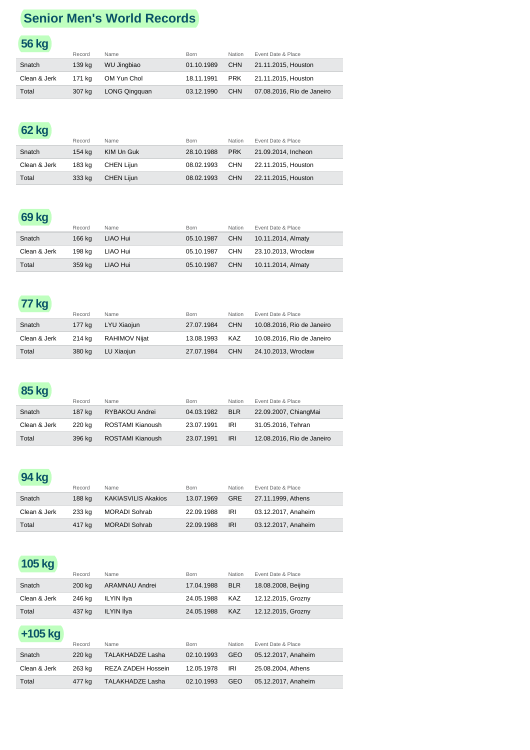# Senior Men's World Records

## 56 kg

| | Record | Name | Born | Nation | Event Date & Place |
|---|---|---|---|---|---|
| Snatch | 139 kg | WU Jingbiao | 01.10.1989 | CHN | 21.11.2015, Houston |
| Clean & Jerk | 171 kg | OM Yun Chol | 18.11.1991 | PRK | 21.11.2015, Houston |
| Total | 307 kg | LONG Qingquan | 03.12.1990 | CHN | 07.08.2016, Rio de Janeiro |

## 62 kg

| | Record | Name | Born | Nation | Event Date & Place |
|---|---|---|---|---|---|
| Snatch | 154 kg | KIM Un Guk | 28.10.1988 | PRK | 21.09.2014, Incheon |
| Clean & Jerk | 183 kg | CHEN Lijun | 08.02.1993 | CHN | 22.11.2015, Houston |
| Total | 333 kg | CHEN Lijun | 08.02.1993 | CHN | 22.11.2015, Houston |

## 69 kg

| | Record | Name | Born | Nation | Event Date & Place |
|---|---|---|---|---|---|
| Snatch | 166 kg | LIAO Hui | 05.10.1987 | CHN | 10.11.2014, Almaty |
| Clean & Jerk | 198 kg | LIAO Hui | 05.10.1987 | CHN | 23.10.2013, Wroclaw |
| Total | 359 kg | LIAO Hui | 05.10.1987 | CHN | 10.11.2014, Almaty |

## 77 kg

| | Record | Name | Born | Nation | Event Date & Place |
|---|---|---|---|---|---|
| Snatch | 177 kg | LYU Xiaojun | 27.07.1984 | CHN | 10.08.2016, Rio de Janeiro |
| Clean & Jerk | 214 kg | RAHIMOV Nijat | 13.08.1993 | KAZ | 10.08.2016, Rio de Janeiro |
| Total | 380 kg | LU Xiaojun | 27.07.1984 | CHN | 24.10.2013, Wroclaw |

## 85 kg

| | Record | Name | Born | Nation | Event Date & Place |
|---|---|---|---|---|---|
| Snatch | 187 kg | RYBAKOU Andrei | 04.03.1982 | BLR | 22.09.2007, ChiangMai |
| Clean & Jerk | 220 kg | ROSTAMI Kianoush | 23.07.1991 | IRI | 31.05.2016, Tehran |
| Total | 396 kg | ROSTAMI Kianoush | 23.07.1991 | IRI | 12.08.2016, Rio de Janeiro |

## 94 kg

| | Record | Name | Born | Nation | Event Date & Place |
|---|---|---|---|---|---|
| Snatch | 188 kg | KAKIASVILIS Akakios | 13.07.1969 | GRE | 27.11.1999, Athens |
| Clean & Jerk | 233 kg | MORADI Sohrab | 22.09.1988 | IRI | 03.12.2017, Anaheim |
| Total | 417 kg | MORADI Sohrab | 22.09.1988 | IRI | 03.12.2017, Anaheim |

## 105 kg

| | Record | Name | Born | Nation | Event Date & Place |
|---|---|---|---|---|---|
| Snatch | 200 kg | ARAMNAU Andrei | 17.04.1988 | BLR | 18.08.2008, Beijing |
| Clean & Jerk | 246 kg | ILYIN Ilya | 24.05.1988 | KAZ | 12.12.2015, Grozny |
| Total | 437 kg | ILYIN Ilya | 24.05.1988 | KAZ | 12.12.2015, Grozny |

## +105 kg

| | Record | Name | Born | Nation | Event Date & Place |
|---|---|---|---|---|---|
| Snatch | 220 kg | TALAKHADZE Lasha | 02.10.1993 | GEO | 05.12.2017, Anaheim |
| Clean & Jerk | 263 kg | REZA ZADEH Hossein | 12.05.1978 | IRI | 25.08.2004, Athens |
| Total | 477 kg | TALAKHADZE Lasha | 02.10.1993 | GEO | 05.12.2017, Anaheim |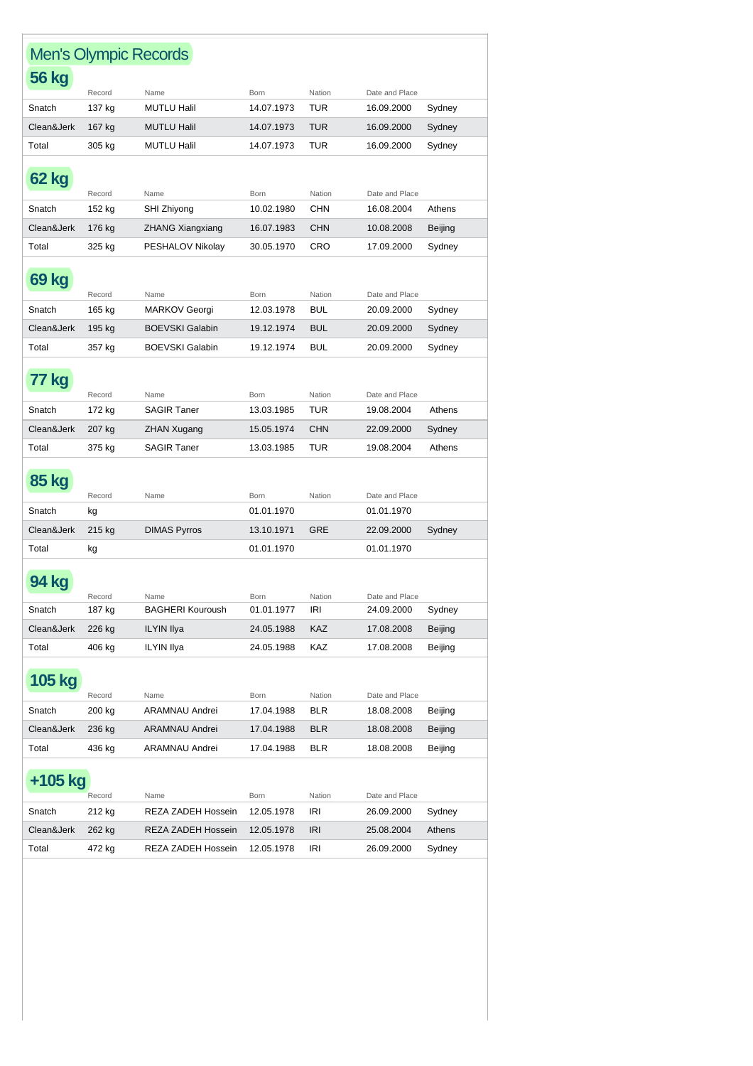# Men's Olympic Records

## 56 kg

| | Record | Name | Born | Nation | Date and Place | |
|---|---|---|---|---|---|---|
| Snatch | 137 kg | MUTLU Halil | 14.07.1973 | TUR | 16.09.2000 | Sydney |
| Clean&Jerk | 167 kg | MUTLU Halil | 14.07.1973 | TUR | 16.09.2000 | Sydney |
| Total | 305 kg | MUTLU Halil | 14.07.1973 | TUR | 16.09.2000 | Sydney |

## 62 kg

| | Record | Name | Born | Nation | Date and Place | |
|---|---|---|---|---|---|---|
| Snatch | 152 kg | SHI Zhiyong | 10.02.1980 | CHN | 16.08.2004 | Athens |
| Clean&Jerk | 176 kg | ZHANG Xiangxiang | 16.07.1983 | CHN | 10.08.2008 | Beijing |
| Total | 325 kg | PESHALOV Nikolay | 30.05.1970 | CRO | 17.09.2000 | Sydney |

## 69 kg

| | Record | Name | Born | Nation | Date and Place | |
|---|---|---|---|---|---|---|
| Snatch | 165 kg | MARKOV Georgi | 12.03.1978 | BUL | 20.09.2000 | Sydney |
| Clean&Jerk | 195 kg | BOEVSKI Galabin | 19.12.1974 | BUL | 20.09.2000 | Sydney |
| Total | 357 kg | BOEVSKI Galabin | 19.12.1974 | BUL | 20.09.2000 | Sydney |

## 77 kg

| | Record | Name | Born | Nation | Date and Place | |
|---|---|---|---|---|---|---|
| Snatch | 172 kg | SAGIR Taner | 13.03.1985 | TUR | 19.08.2004 | Athens |
| Clean&Jerk | 207 kg | ZHAN Xugang | 15.05.1974 | CHN | 22.09.2000 | Sydney |
| Total | 375 kg | SAGIR Taner | 13.03.1985 | TUR | 19.08.2004 | Athens |

## 85 kg

| | Record | Name | Born | Nation | Date and Place | |
|---|---|---|---|---|---|---|
| Snatch | kg | | 01.01.1970 | | 01.01.1970 | |
| Clean&Jerk | 215 kg | DIMAS Pyrros | 13.10.1971 | GRE | 22.09.2000 | Sydney |
| Total | kg | | 01.01.1970 | | 01.01.1970 | |

## 94 kg

| | Record | Name | Born | Nation | Date and Place | |
|---|---|---|---|---|---|---|
| Snatch | 187 kg | BAGHERI Kouroush | 01.01.1977 | IRI | 24.09.2000 | Sydney |
| Clean&Jerk | 226 kg | ILYIN Ilya | 24.05.1988 | KAZ | 17.08.2008 | Beijing |
| Total | 406 kg | ILYIN Ilya | 24.05.1988 | KAZ | 17.08.2008 | Beijing |

## 105 kg

| | Record | Name | Born | Nation | Date and Place | |
|---|---|---|---|---|---|---|
| Snatch | 200 kg | ARAMNAU Andrei | 17.04.1988 | BLR | 18.08.2008 | Beijing |
| Clean&Jerk | 236 kg | ARAMNAU Andrei | 17.04.1988 | BLR | 18.08.2008 | Beijing |
| Total | 436 kg | ARAMNAU Andrei | 17.04.1988 | BLR | 18.08.2008 | Beijing |

## +105 kg

| | Record | Name | Born | Nation | Date and Place | |
|---|---|---|---|---|---|---|
| Snatch | 212 kg | REZA ZADEH Hossein | 12.05.1978 | IRI | 26.09.2000 | Sydney |
| Clean&Jerk | 262 kg | REZA ZADEH Hossein | 12.05.1978 | IRI | 25.08.2004 | Athens |
| Total | 472 kg | REZA ZADEH Hossein | 12.05.1978 | IRI | 26.09.2000 | Sydney |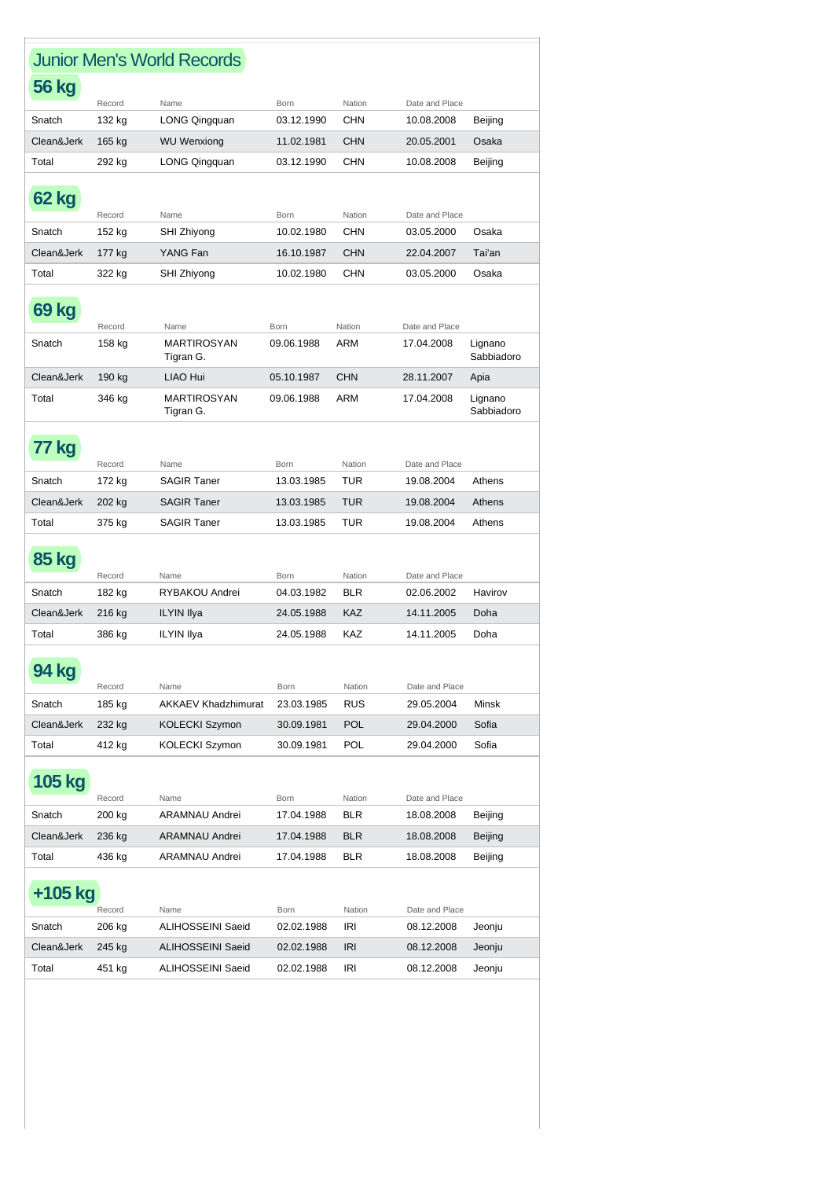# Junior Men's World Records

## 56 kg

| | Record | Name | Born | Nation | Date and Place | |
|---|---|---|---|---|---|---|
| Snatch | 132 kg | LONG Qingquan | 03.12.1990 | CHN | 10.08.2008 | Beijing |
| Clean&Jerk | 165 kg | WU Wenxiong | 11.02.1981 | CHN | 20.05.2001 | Osaka |
| Total | 292 kg | LONG Qingquan | 03.12.1990 | CHN | 10.08.2008 | Beijing |

## 62 kg

| | Record | Name | Born | Nation | Date and Place | |
|---|---|---|---|---|---|---|
| Snatch | 152 kg | SHI Zhiyong | 10.02.1980 | CHN | 03.05.2000 | Osaka |
| Clean&Jerk | 177 kg | YANG Fan | 16.10.1987 | CHN | 22.04.2007 | Tai'an |
| Total | 322 kg | SHI Zhiyong | 10.02.1980 | CHN | 03.05.2000 | Osaka |

## 69 kg

| | Record | Name | Born | Nation | Date and Place | |
|---|---|---|---|---|---|---|
| Snatch | 158 kg | MARTIROSYAN Tigran G. | 09.06.1988 | ARM | 17.04.2008 | Lignano Sabbiadoro |
| Clean&Jerk | 190 kg | LIAO Hui | 05.10.1987 | CHN | 28.11.2007 | Apia |
| Total | 346 kg | MARTIROSYAN Tigran G. | 09.06.1988 | ARM | 17.04.2008 | Lignano Sabbiadoro |

## 77 kg

| | Record | Name | Born | Nation | Date and Place | |
|---|---|---|---|---|---|---|
| Snatch | 172 kg | SAGIR Taner | 13.03.1985 | TUR | 19.08.2004 | Athens |
| Clean&Jerk | 202 kg | SAGIR Taner | 13.03.1985 | TUR | 19.08.2004 | Athens |
| Total | 375 kg | SAGIR Taner | 13.03.1985 | TUR | 19.08.2004 | Athens |

## 85 kg

| | Record | Name | Born | Nation | Date and Place | |
|---|---|---|---|---|---|---|
| Snatch | 182 kg | RYBAKOU Andrei | 04.03.1982 | BLR | 02.06.2002 | Havirov |
| Clean&Jerk | 216 kg | ILYIN Ilya | 24.05.1988 | KAZ | 14.11.2005 | Doha |
| Total | 386 kg | ILYIN Ilya | 24.05.1988 | KAZ | 14.11.2005 | Doha |

## 94 kg

| | Record | Name | Born | Nation | Date and Place | |
|---|---|---|---|---|---|---|
| Snatch | 185 kg | AKKAEV Khadzhimurat | 23.03.1985 | RUS | 29.05.2004 | Minsk |
| Clean&Jerk | 232 kg | KOLECKI Szymon | 30.09.1981 | POL | 29.04.2000 | Sofia |
| Total | 412 kg | KOLECKI Szymon | 30.09.1981 | POL | 29.04.2000 | Sofia |

## 105 kg

| | Record | Name | Born | Nation | Date and Place | |
|---|---|---|---|---|---|---|
| Snatch | 200 kg | ARAMNAU Andrei | 17.04.1988 | BLR | 18.08.2008 | Beijing |
| Clean&Jerk | 236 kg | ARAMNAU Andrei | 17.04.1988 | BLR | 18.08.2008 | Beijing |
| Total | 436 kg | ARAMNAU Andrei | 17.04.1988 | BLR | 18.08.2008 | Beijing |

## +105 kg

| | Record | Name | Born | Nation | Date and Place | |
|---|---|---|---|---|---|---|
| Snatch | 206 kg | ALIHOSSEINI Saeid | 02.02.1988 | IRI | 08.12.2008 | Jeonju |
| Clean&Jerk | 245 kg | ALIHOSSEINI Saeid | 02.02.1988 | IRI | 08.12.2008 | Jeonju |
| Total | 451 kg | ALIHOSSEINI Saeid | 02.02.1988 | IRI | 08.12.2008 | Jeonju |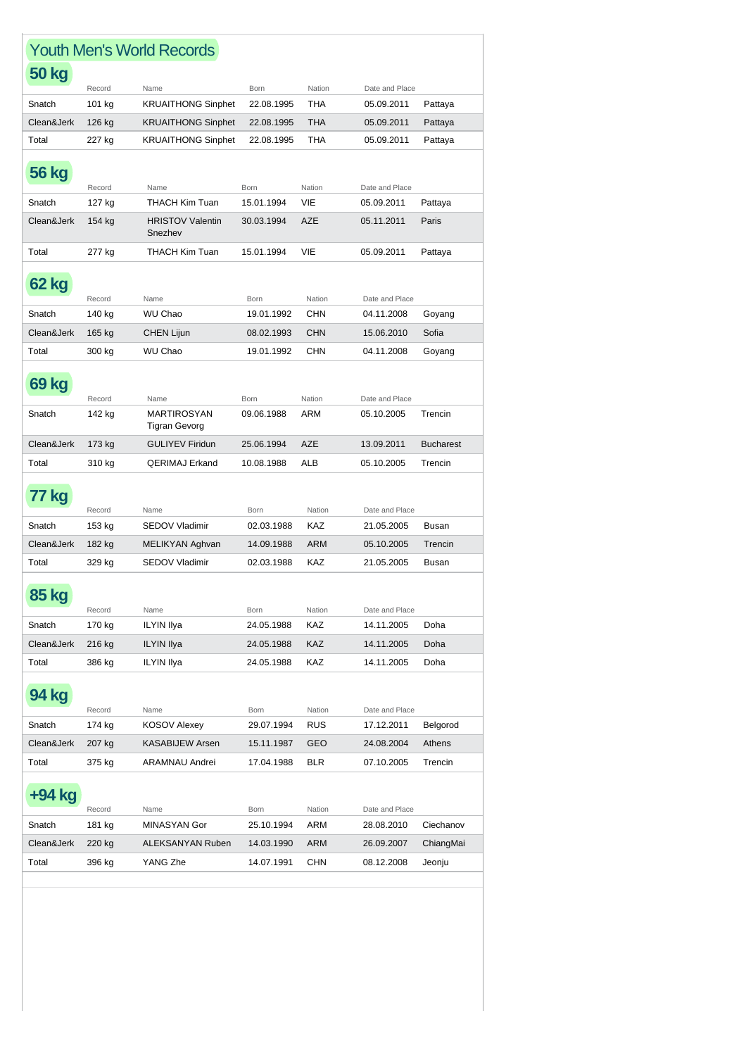# Youth Men's World Records

## 50 kg

| | Record | Name | Born | Nation | Date and Place | |
|---|---|---|---|---|---|---|
| Snatch | 101 kg | KRUAITHONG Sinphet | 22.08.1995 | THA | 05.09.2011 | Pattaya |
| Clean&Jerk | 126 kg | KRUAITHONG Sinphet | 22.08.1995 | THA | 05.09.2011 | Pattaya |
| Total | 227 kg | KRUAITHONG Sinphet | 22.08.1995 | THA | 05.09.2011 | Pattaya |

## 56 kg

| | Record | Name | Born | Nation | Date and Place | |
|---|---|---|---|---|---|---|
| Snatch | 127 kg | THACH Kim Tuan | 15.01.1994 | VIE | 05.09.2011 | Pattaya |
| Clean&Jerk | 154 kg | HRISTOV Valentin Snezhev | 30.03.1994 | AZE | 05.11.2011 | Paris |
| Total | 277 kg | THACH Kim Tuan | 15.01.1994 | VIE | 05.09.2011 | Pattaya |

## 62 kg

| | Record | Name | Born | Nation | Date and Place | |
|---|---|---|---|---|---|---|
| Snatch | 140 kg | WU Chao | 19.01.1992 | CHN | 04.11.2008 | Goyang |
| Clean&Jerk | 165 kg | CHEN Lijun | 08.02.1993 | CHN | 15.06.2010 | Sofia |
| Total | 300 kg | WU Chao | 19.01.1992 | CHN | 04.11.2008 | Goyang |

## 69 kg

| | Record | Name | Born | Nation | Date and Place | |
|---|---|---|---|---|---|---|
| Snatch | 142 kg | MARTIROSYAN Tigran Gevorg | 09.06.1988 | ARM | 05.10.2005 | Trencin |
| Clean&Jerk | 173 kg | GULIYEV Firidun | 25.06.1994 | AZE | 13.09.2011 | Bucharest |
| Total | 310 kg | QERIMAJ Erkand | 10.08.1988 | ALB | 05.10.2005 | Trencin |

## 77 kg

| | Record | Name | Born | Nation | Date and Place | |
|---|---|---|---|---|---|---|
| Snatch | 153 kg | SEDOV Vladimir | 02.03.1988 | KAZ | 21.05.2005 | Busan |
| Clean&Jerk | 182 kg | MELIKYAN Aghvan | 14.09.1988 | ARM | 05.10.2005 | Trencin |
| Total | 329 kg | SEDOV Vladimir | 02.03.1988 | KAZ | 21.05.2005 | Busan |

## 85 kg

| | Record | Name | Born | Nation | Date and Place | |
|---|---|---|---|---|---|---|
| Snatch | 170 kg | ILYIN Ilya | 24.05.1988 | KAZ | 14.11.2005 | Doha |
| Clean&Jerk | 216 kg | ILYIN Ilya | 24.05.1988 | KAZ | 14.11.2005 | Doha |
| Total | 386 kg | ILYIN Ilya | 24.05.1988 | KAZ | 14.11.2005 | Doha |

## 94 kg

| | Record | Name | Born | Nation | Date and Place | |
|---|---|---|---|---|---|---|
| Snatch | 174 kg | KOSOV Alexey | 29.07.1994 | RUS | 17.12.2011 | Belgorod |
| Clean&Jerk | 207 kg | KASABIJEW Arsen | 15.11.1987 | GEO | 24.08.2004 | Athens |
| Total | 375 kg | ARAMNAU Andrei | 17.04.1988 | BLR | 07.10.2005 | Trencin |

## +94 kg

| | Record | Name | Born | Nation | Date and Place | |
|---|---|---|---|---|---|---|
| Snatch | 181 kg | MINASYAN Gor | 25.10.1994 | ARM | 28.08.2010 | Ciechanov |
| Clean&Jerk | 220 kg | ALEKSANYAN Ruben | 14.03.1990 | ARM | 26.09.2007 | ChiangMai |
| Total | 396 kg | YANG Zhe | 14.07.1991 | CHN | 08.12.2008 | Jeonju |